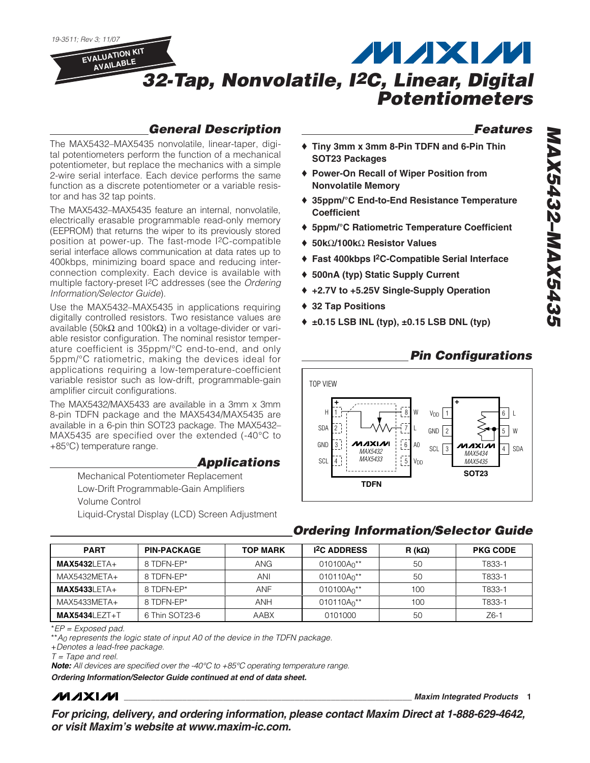19-3511; Rev 3; 11/07

EVALUATION KIT AVAILABLE

# 32-Tap, Nonvolatile, I2C, Linear, Digital Potentiometers

## General Description

The MAX5432–MAX5435 nonvolatile, linear-taper, digital potentiometers perform the function of a mechanical potentiometer, but replace the mechanics with a simple 2-wire serial interface. Each device performs the same function as a discrete potentiometer or a variable resistor and has 32 tap points.

The MAX5432–MAX5435 feature an internal, nonvolatile, electrically erasable programmable read-only memory (EEPROM) that returns the wiper to its previously stored position at power-up. The fast-mode I2C-compatible serial interface allows communication at data rates up to 400kbps, minimizing board space and reducing interconnection complexity. Each device is available with multiple factory-preset I2C addresses (see the *Ordering Information/Selector Guide*).

Use the MAX5432–MAX5435 in applications requiring digitally controlled resistors. Two resistance values are available (50kΩ and 100kΩ) in a voltage-divider or variable resistor configuration. The nominal resistor temperature coefficient is 35ppm/°C end-to-end, and only 5ppm/°C ratiometric, making the devices ideal for applications requiring a low-temperature-coefficient variable resistor such as low-drift, programmable-gain amplifier circuit configurations.

The MAX5432/MAX5433 are available in a 3mm x 3mm 8-pin TDFN package and the MAX5434/MAX5435 are available in a 6-pin thin SOT23 package. The MAX5432–MAX5435 are specified over the extended (-40°C to +85°C) temperature range.

## Applications

Mechanical Potentiometer Replacement

Low-Drift Programmable-Gain Amplifiers

Volume Control

Liquid-Crystal Display (LCD) Screen Adjustment

## Features

- ♦ Tiny 3mm x 3mm 8-Pin TDFN and 6-Pin Thin SOT23 Packages
- ♦ Power-On Recall of Wiper Position from Nonvolatile Memory
- ♦ 35ppm/°C End-to-End Resistance Temperature Coefficient
- ♦ 5ppm/°C Ratiometric Temperature Coefficient
- ♦ 50kΩ/100kΩ Resistor Values
- ♦ Fast 400kbps I2C-Compatible Serial Interface
- ♦ 500nA (typ) Static Supply Current
- ♦ +2.7V to +5.25V Single-Supply Operation
- ♦ 32 Tap Positions
- ♦ ±0.15 LSB INL (typ), ±0.15 LSB DNL (typ)

## Pin Configurations

TOP VIEW

TDFN (MAX5432/MAX5433): 1 H, 2 SDA, 3 GND, 4 SCL, 5 $V_{DD}$, 6 A0, 7 L, 8 W

SOT23 (MAX5434/MAX5435): 1 $V_{DD}$, 2 GND, 3 SCL, 4 SDA, 5 W, 6 L

## Ordering Information/Selector Guide

| PART | PIN-PACKAGE | TOP MARK | I2C ADDRESS | R (kΩ) | PKG CODE |
|---|---|---|---|---|---|
| **MAX5432**LETA+ | 8 TDFN-EP* | ANG | 010100$A_0$** | 50 | T833-1 |
| MAX5432META+ | 8 TDFN-EP* | ANI | 010110$A_0$** | 50 | T833-1 |
| **MAX5433**LETA+ | 8 TDFN-EP* | ANF | 010100$A_0$** | 100 | T833-1 |
| MAX5433META+ | 8 TDFN-EP* | ANH | 010110$A_0$** | 100 | T833-1 |
| **MAX5434**LEZT+T | 6 Thin SOT23-6 | AABX | 0101000 | 50 | Z6-1 |

*\*EP = Exposed pad.*

*\*\*$A_0$ represents the logic state of input A0 of the device in the TDFN package.*

*+Denotes a lead-free package.*

*T = Tape and reel.*

***Note:** All devices are specified over the -40°C to +85°C operating temperature range.*

***Ordering Information/Selector Guide continued at end of data sheet.***

***For pricing, delivery, and ordering information, please contact Maxim Direct at 1-888-629-4642, or visit Maxim's website at www.maxim-ic.com.***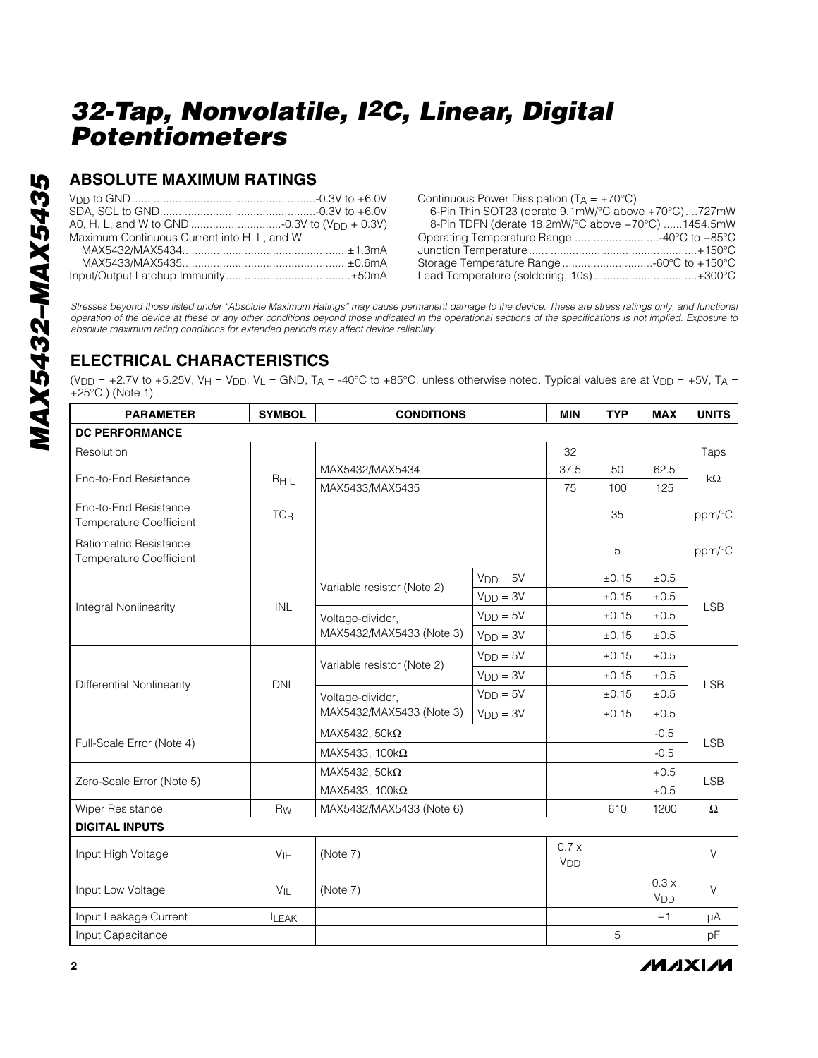## ABSOLUTE MAXIMUM RATINGS

$V_{DD}$ to GND ...........................................................-0.3V to +6.0V
SDA, SCL to GND..................................................-0.3V to +6.0V
A0, H, L, and W to GND .............................-0.3V to ($V_{DD}$ + 0.3V)
Maximum Continuous Current into H, L, and W
MAX5432/MAX5434.....................................................±1.3mA
MAX5433/MAX5435.....................................................±0.6mA
Input/Output Latchup Immunity........................................±50mA

Continuous Power Dissipation ($T_A$ = +70°C)
6-Pin Thin SOT23 (derate 9.1mW/°C above +70°C)....727mW
8-Pin TDFN (derate 18.2mW/°C above +70°C) ......1454.5mW
Operating Temperature Range ...........................-40°C to +85°C
Junction Temperature......................................................+150°C
Storage Temperature Range .............................-60°C to +150°C
Lead Temperature (soldering, 10s) .................................+300°C

*Stresses beyond those listed under "Absolute Maximum Ratings" may cause permanent damage to the device. These are stress ratings only, and functional operation of the device at these or any other conditions beyond those indicated in the operational sections of the specifications is not implied. Exposure to absolute maximum rating conditions for extended periods may affect device reliability.*

## ELECTRICAL CHARACTERISTICS

($V_{DD}$ = +2.7V to +5.25V, $V_H$ = $V_{DD}$, $V_L$ = GND, $T_A$ = -40°C to +85°C, unless otherwise noted. Typical values are at $V_{DD}$ = +5V, $T_A$ = +25°C.) (Note 1)

| PARAMETER | SYMBOL | CONDITIONS | | MIN | TYP | MAX | UNITS |
|---|---|---|---|---|---|---|---|
| **DC PERFORMANCE** | | | | | | | |
| Resolution | | | | 32 | | | Taps |
| End-to-End Resistance | $R_{H-L}$ | MAX5432/MAX5434 | | 37.5 | 50 | 62.5 | kΩ |
| | | MAX5433/MAX5435 | | 75 | 100 | 125 | |
| End-to-End Resistance Temperature Coefficient | $TC_R$ | | | | 35 | | ppm/°C |
| Ratiometric Resistance Temperature Coefficient | | | | | 5 | | ppm/°C |
| Integral Nonlinearity | INL | Variable resistor (Note 2) | $V_{DD}$ = 5V | | ±0.15 | ±0.5 | LSB |
| | | | $V_{DD}$ = 3V | | ±0.15 | ±0.5 | |
| | | Voltage-divider, MAX5432/MAX5433 (Note 3) | $V_{DD}$ = 5V | | ±0.15 | ±0.5 | |
| | | | $V_{DD}$ = 3V | | ±0.15 | ±0.5 | |
| Differential Nonlinearity | DNL | Variable resistor (Note 2) | $V_{DD}$ = 5V | | ±0.15 | ±0.5 | LSB |
| | | | $V_{DD}$ = 3V | | ±0.15 | ±0.5 | |
| | | Voltage-divider, MAX5432/MAX5433 (Note 3) | $V_{DD}$ = 5V | | ±0.15 | ±0.5 | |
| | | | $V_{DD}$ = 3V | | ±0.15 | ±0.5 | |
| Full-Scale Error (Note 4) | | MAX5432, 50kΩ | | | | -0.5 | LSB |
| | | MAX5433, 100kΩ | | | | -0.5 | |
| Zero-Scale Error (Note 5) | | MAX5432, 50kΩ | | | | +0.5 | LSB |
| | | MAX5433, 100kΩ | | | | +0.5 | |
| Wiper Resistance | $R_W$ | MAX5432/MAX5433 (Note 6) | | | 610 | 1200 | Ω |
| **DIGITAL INPUTS** | | | | | | | |
| Input High Voltage | $V_{IH}$ | (Note 7) | | 0.7 x $V_{DD}$ | | | V |
| Input Low Voltage | $V_{IL}$ | (Note 7) | | | | 0.3 x $V_{DD}$ | V |
| Input Leakage Current | $I_{LEAK}$ | | | | | ±1 | µA |
| Input Capacitance | | | | | 5 | | pF |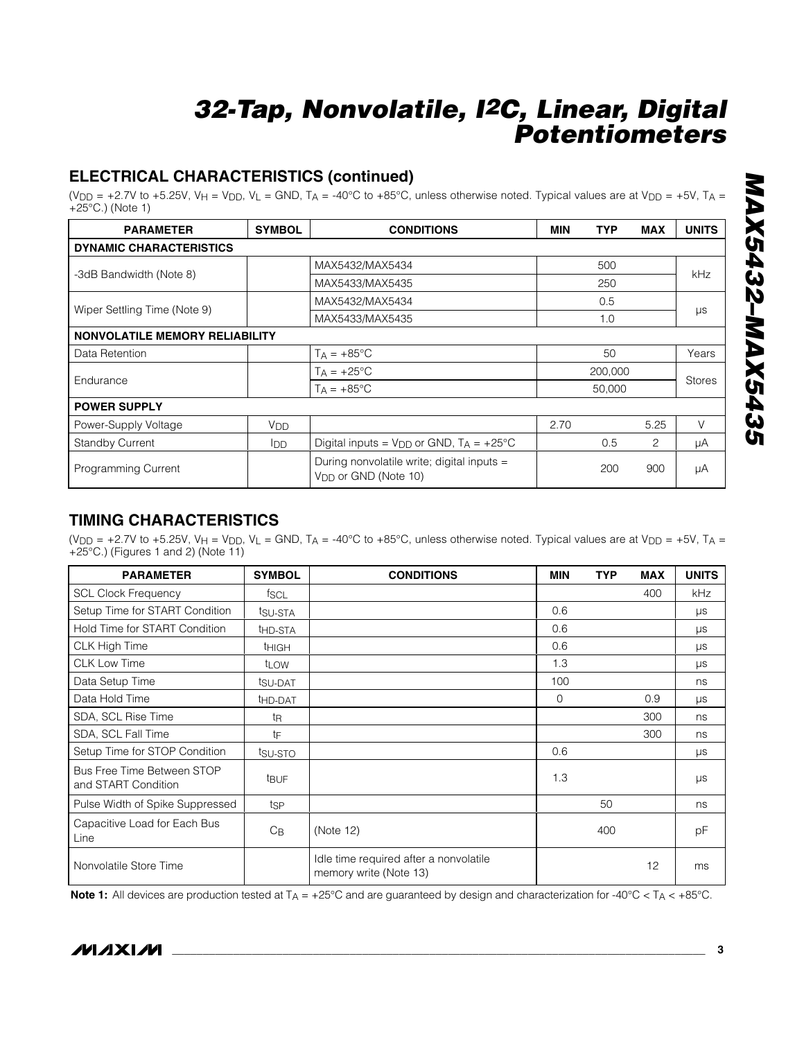## ELECTRICAL CHARACTERISTICS (continued)

($V_{DD}$ = +2.7V to +5.25V, $V_H$ = $V_{DD}$, $V_L$ = GND, $T_A$ = -40°C to +85°C, unless otherwise noted. Typical values are at $V_{DD}$ = +5V, $T_A$ = +25°C.) (Note 1)

| PARAMETER | SYMBOL | CONDITIONS | MIN | TYP | MAX | UNITS |
|---|---|---|---|---|---|---|
| **DYNAMIC CHARACTERISTICS** | | | | | | |
| -3dB Bandwidth (Note 8) | | MAX5432/MAX5434 | | 500 | | kHz |
| | | MAX5433/MAX5435 | | 250 | | |
| Wiper Settling Time (Note 9) | | MAX5432/MAX5434 | | 0.5 | | µs |
| | | MAX5433/MAX5435 | | 1.0 | | |
| **NONVOLATILE MEMORY RELIABILITY** | | | | | | |
| Data Retention | | $T_A$ = +85°C | | 50 | | Years |
| Endurance | | $T_A$ = +25°C | | 200,000 | | Stores |
| | | $T_A$ = +85°C | | 50,000 | | |
| **POWER SUPPLY** | | | | | | |
| Power-Supply Voltage | $V_{DD}$ | | 2.70 | | 5.25 | V |
| Standby Current | $I_{DD}$ | Digital inputs = $V_{DD}$ or GND, $T_A$ = +25°C | | 0.5 | 2 | µA |
| Programming Current | | During nonvolatile write; digital inputs = $V_{DD}$ or GND (Note 10) | | 200 | 900 | µA |

## TIMING CHARACTERISTICS

($V_{DD}$ = +2.7V to +5.25V, $V_H$ = $V_{DD}$, $V_L$ = GND, $T_A$ = -40°C to +85°C, unless otherwise noted. Typical values are at $V_{DD}$ = +5V, $T_A$ = +25°C.) (Figures 1 and 2) (Note 11)

| PARAMETER | SYMBOL | CONDITIONS | MIN | TYP | MAX | UNITS |
|---|---|---|---|---|---|---|
| SCL Clock Frequency | $f_{SCL}$ | | | | 400 | kHz |
| Setup Time for START Condition | $t_{SU-STA}$ | | 0.6 | | | µs |
| Hold Time for START Condition | $t_{HD-STA}$ | | 0.6 | | | µs |
| CLK High Time | $t_{HIGH}$ | | 0.6 | | | µs |
| CLK Low Time | $t_{LOW}$ | | 1.3 | | | µs |
| Data Setup Time | $t_{SU-DAT}$ | | 100 | | | ns |
| Data Hold Time | $t_{HD-DAT}$ | | 0 | | 0.9 | µs |
| SDA, SCL Rise Time | $t_R$ | | | | 300 | ns |
| SDA, SCL Fall Time | $t_F$ | | | | 300 | ns |
| Setup Time for STOP Condition | $t_{SU-STO}$ | | 0.6 | | | µs |
| Bus Free Time Between STOP and START Condition | $t_{BUF}$ | | 1.3 | | | µs |
| Pulse Width of Spike Suppressed | $t_{SP}$ | | | 50 | | ns |
| Capacitive Load for Each Bus Line | $C_B$ | (Note 12) | | 400 | | pF |
| Nonvolatile Store Time | | Idle time required after a nonvolatile memory write (Note 13) | | | 12 | ms |

**Note 1:** All devices are production tested at $T_A$ = +25°C and are guaranteed by design and characterization for -40°C < $T_A$ < +85°C.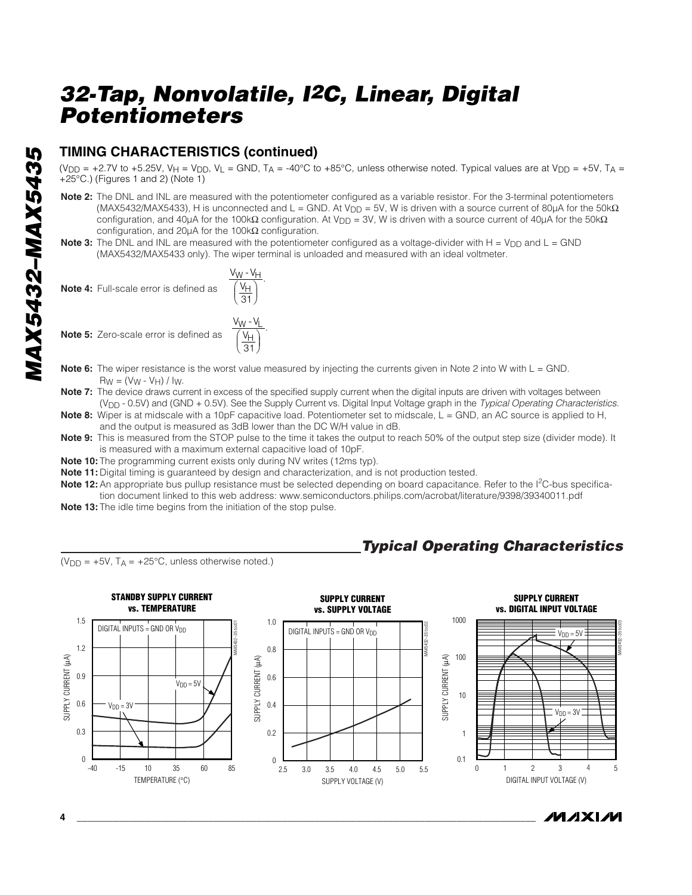## TIMING CHARACTERISTICS (continued)

($V_{DD}$ = +2.7V to +5.25V, $V_H = V_{DD}$, $V_L$ = GND, $T_A$ = -40°C to +85°C, unless otherwise noted. Typical values are at $V_{DD}$ = +5V, $T_A$ = +25°C.) (Figures 1 and 2) (Note 1)

**Note 2:** The DNL and INL are measured with the potentiometer configured as a variable resistor. For the 3-terminal potentiometers (MAX5432/MAX5433), H is unconnected and L = GND. At $V_{DD}$ = 5V, W is driven with a source current of 80µA for the 50kΩ configuration, and 40µA for the 100kΩ configuration. At $V_{DD}$ = 3V, W is driven with a source current of 40µA for the 50kΩ configuration, and 20µA for the 100kΩ configuration.

**Note 3:** The DNL and INL are measured with the potentiometer configured as a voltage-divider with H = $V_{DD}$ and L = GND (MAX5432/MAX5433 only). The wiper terminal is unloaded and measured with an ideal voltmeter.

**Note 4:** Full-scale error is defined as $\dfrac{V_W - V_H}{\left(\dfrac{V_H}{31}\right)}$.

**Note 5:** Zero-scale error is defined as $\dfrac{V_W - V_L}{\left(\dfrac{V_H}{31}\right)}$.

**Note 6:** The wiper resistance is the worst value measured by injecting the currents given in Note 2 into W with L = GND. $R_W = (V_W - V_H) / I_W$.

**Note 7:** The device draws current in excess of the specified supply current when the digital inputs are driven with voltages between ($V_{DD}$ - 0.5V) and (GND + 0.5V). See the Supply Current vs. Digital Input Voltage graph in the *Typical Operating Characteristics*.

**Note 8:** Wiper is at midscale with a 10pF capacitive load. Potentiometer set to midscale, L = GND, an AC source is applied to H, and the output is measured as 3dB lower than the DC W/H value in dB.

**Note 9:** This is measured from the STOP pulse to the time it takes the output to reach 50% of the output step size (divider mode). It is measured with a maximum external capacitive load of 10pF.

**Note 10:** The programming current exists only during NV writes (12ms typ).

**Note 11:** Digital timing is guaranteed by design and characterization, and is not production tested.

**Note 12:** An appropriate bus pullup resistance must be selected depending on board capacitance. Refer to the I²C-bus specification document linked to this web address: www.semiconductors.philips.com/acrobat/literature/9398/39340011.pdf

**Note 13:** The idle time begins from the initiation of the stop pulse.

## *Typical Operating Characteristics*

($V_{DD}$ = +5V, $T_A$ = +25°C, unless otherwise noted.)

**STANDBY SUPPLY CURRENT vs. TEMPERATURE**

**SUPPLY CURRENT vs. SUPPLY VOLTAGE**

**SUPPLY CURRENT vs. DIGITAL INPUT VOLTAGE**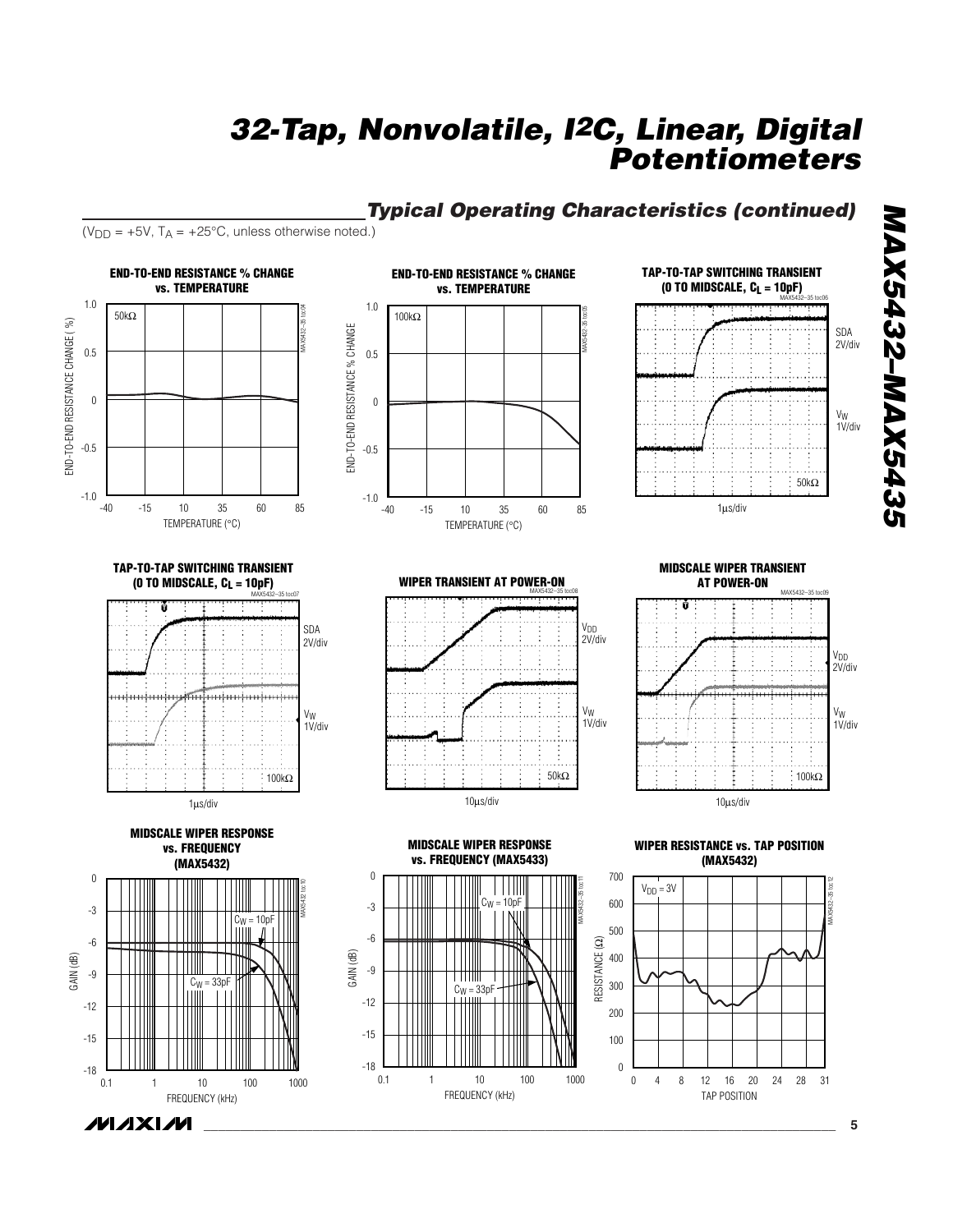## Typical Operating Characteristics (continued)

($V_{DD}$ = +5V, $T_A$ = +25°C, unless otherwise noted.)

**END-TO-END RESISTANCE % CHANGE vs. TEMPERATURE** (50kΩ)

**END-TO-END RESISTANCE % CHANGE vs. TEMPERATURE** (100kΩ)

**TAP-TO-TAP SWITCHING TRANSIENT (0 TO MIDSCALE, $C_L$ = 10pF)** (50kΩ)

**TAP-TO-TAP SWITCHING TRANSIENT (0 TO MIDSCALE, $C_L$ = 10pF)** (100kΩ)

**WIPER TRANSIENT AT POWER-ON** (50kΩ)

**MIDSCALE WIPER TRANSIENT AT POWER-ON** (100kΩ)

**MIDSCALE WIPER RESPONSE vs. FREQUENCY (MAX5432)**

**MIDSCALE WIPER RESPONSE vs. FREQUENCY (MAX5433)**

**WIPER RESISTANCE vs. TAP POSITION (MAX5432)** ($V_{DD}$ = 3V)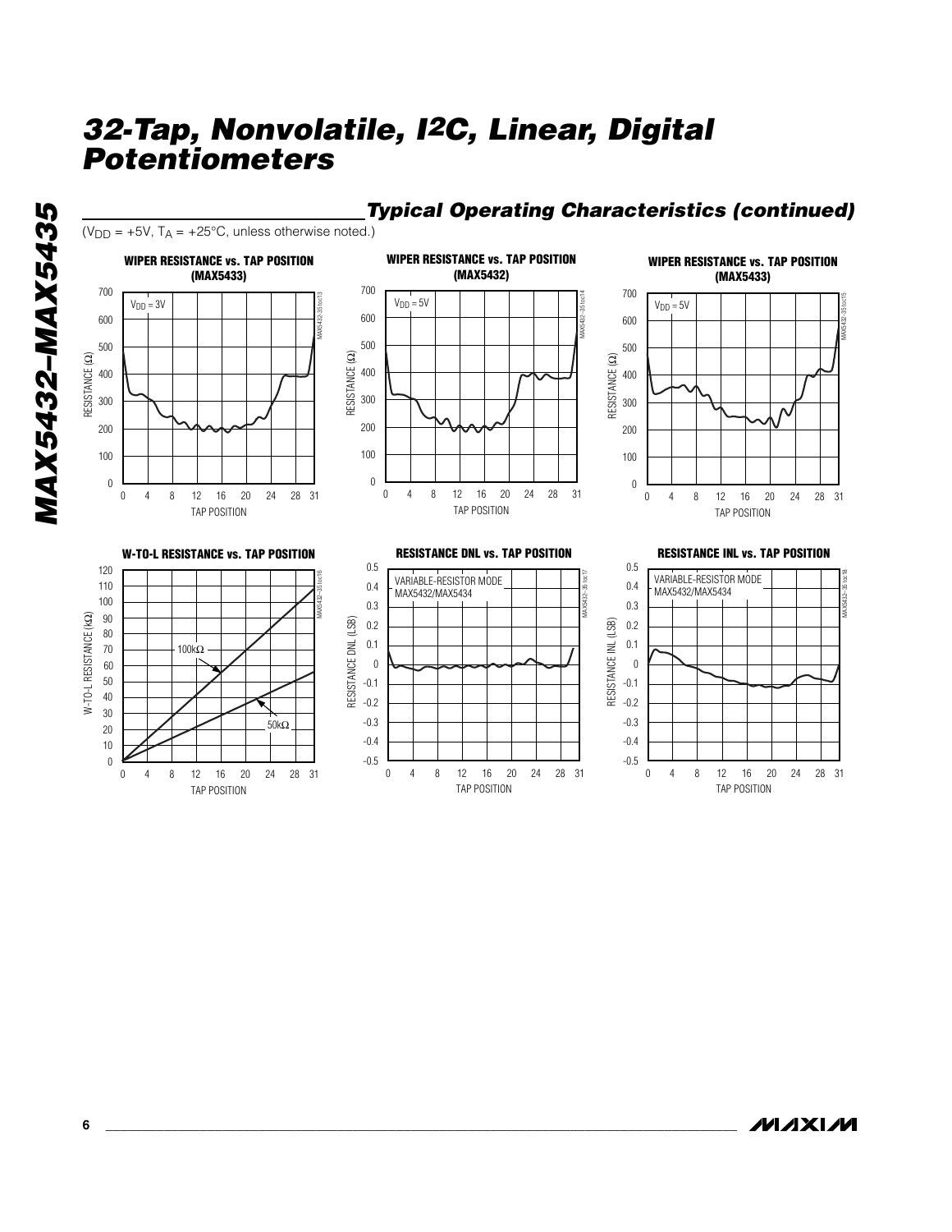## Typical Operating Characteristics (continued)

($V_{DD}$ = +5V, $T_A$ = +25°C, unless otherwise noted.)

**WIPER RESISTANCE vs. TAP POSITION (MAX5433)**

$V_{DD}$ = 3V

**WIPER RESISTANCE vs. TAP POSITION (MAX5432)**

$V_{DD}$ = 5V

**WIPER RESISTANCE vs. TAP POSITION (MAX5433)**

$V_{DD}$ = 5V

**W-TO-L RESISTANCE vs. TAP POSITION**

100kΩ

50kΩ

**RESISTANCE DNL vs. TAP POSITION**

VARIABLE-RESISTOR MODE MAX5432/MAX5434

**RESISTANCE INL vs. TAP POSITION**

VARIABLE-RESISTOR MODE MAX5432/MAX5434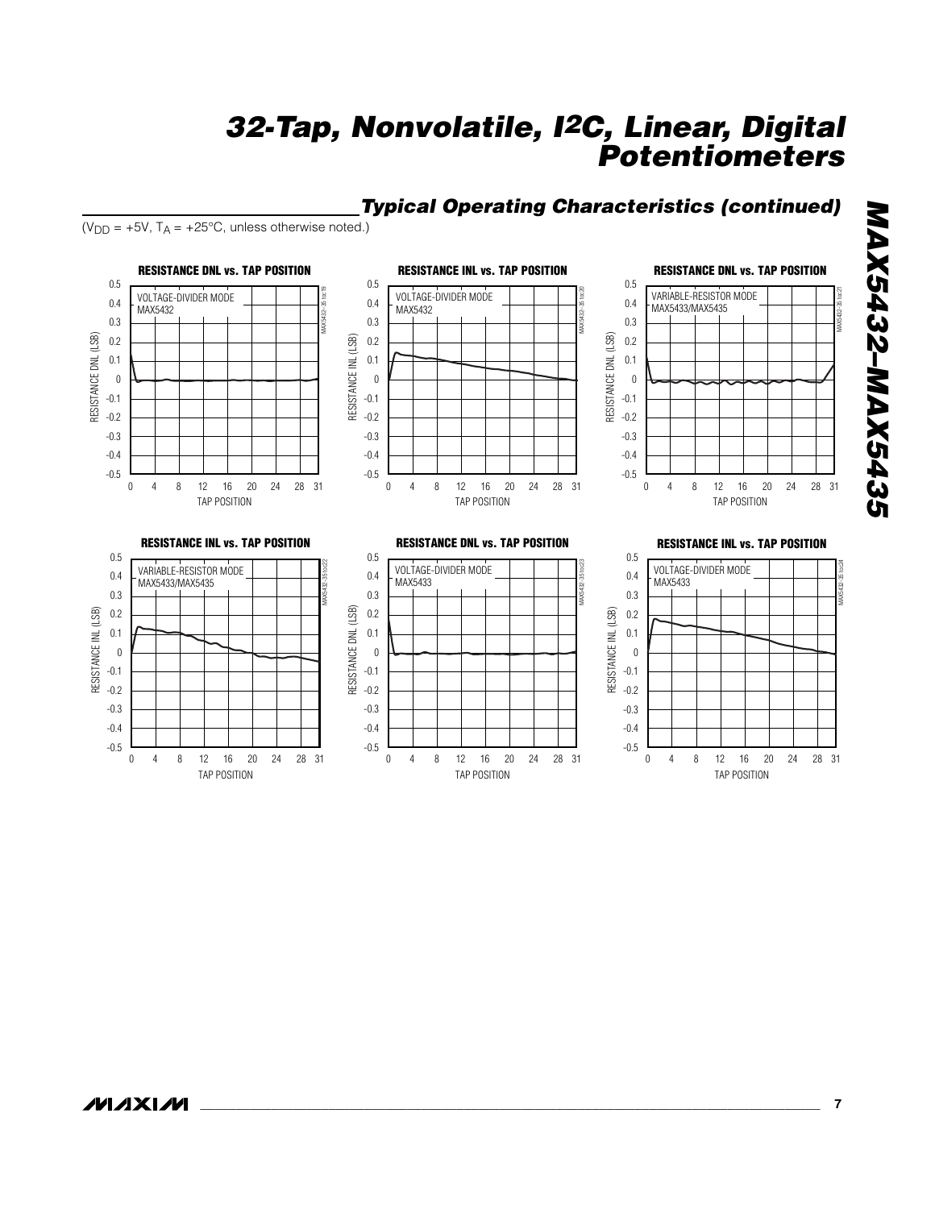## Typical Operating Characteristics (continued)

($V_{DD}$ = +5V, $T_A$ = +25°C, unless otherwise noted.)

**RESISTANCE DNL vs. TAP POSITION**

VOLTAGE-DIVIDER MODE
MAX5432

**RESISTANCE INL vs. TAP POSITION**

VOLTAGE-DIVIDER MODE
MAX5432

**RESISTANCE DNL vs. TAP POSITION**

VARIABLE-RESISTOR MODE
MAX5433/MAX5435

**RESISTANCE INL vs. TAP POSITION**

VARIABLE-RESISTOR MODE
MAX5433/MAX5435

**RESISTANCE DNL vs. TAP POSITION**

VOLTAGE-DIVIDER MODE
MAX5433

**RESISTANCE INL vs. TAP POSITION**

VOLTAGE-DIVIDER MODE
MAX5433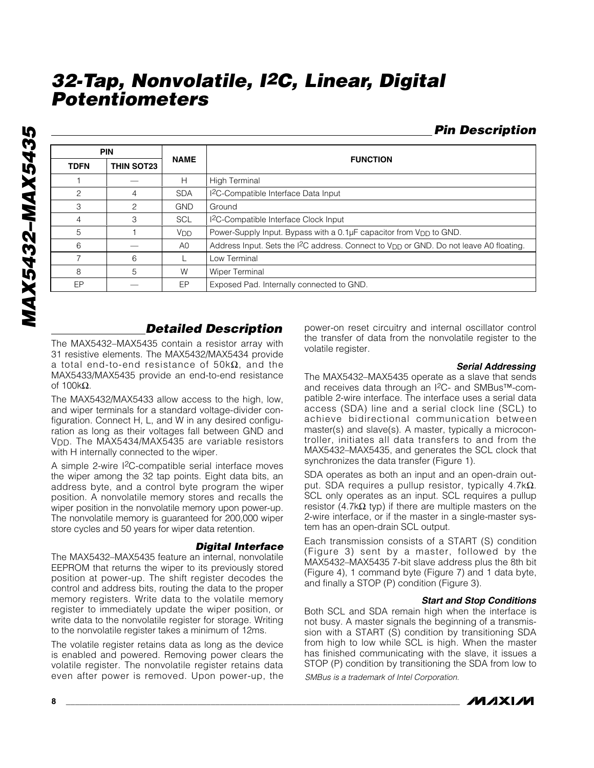# 32-Tap, Nonvolatile, I2C, Linear, Digital Potentiometers

## Pin Description

| PIN | | NAME | FUNCTION |
|---|---|---|---|
| TDFN | THIN SOT23 | | |
| 1 | — | H | High Terminal |
| 2 | 4 | SDA | I2C-Compatible Interface Data Input |
| 3 | 2 | GND | Ground |
| 4 | 3 | SCL | I2C-Compatible Interface Clock Input |
| 5 | 1 | $V_{DD}$ | Power-Supply Input. Bypass with a 0.1µF capacitor from $V_{DD}$ to GND. |
| 6 | — | A0 | Address Input. Sets the I2C address. Connect to $V_{DD}$ or GND. Do not leave A0 floating. |
| 7 | 6 | L | Low Terminal |
| 8 | 5 | W | Wiper Terminal |
| EP | — | EP | Exposed Pad. Internally connected to GND. |

## Detailed Description

The MAX5432–MAX5435 contain a resistor array with 31 resistive elements. The MAX5432/MAX5434 provide a total end-to-end resistance of 50kΩ, and the MAX5433/MAX5435 provide an end-to-end resistance of 100kΩ.

The MAX5432/MAX5433 allow access to the high, low, and wiper terminals for a standard voltage-divider configuration. Connect H, L, and W in any desired configuration as long as their voltages fall between GND and $V_{DD}$. The MAX5434/MAX5435 are variable resistors with H internally connected to the wiper.

A simple 2-wire I2C-compatible serial interface moves the wiper among the 32 tap points. Eight data bits, an address byte, and a control byte program the wiper position. A nonvolatile memory stores and recalls the wiper position in the nonvolatile memory upon power-up. The nonvolatile memory is guaranteed for 200,000 wiper store cycles and 50 years for wiper data retention.

### Digital Interface

The MAX5432–MAX5435 feature an internal, nonvolatile EEPROM that returns the wiper to its previously stored position at power-up. The shift register decodes the control and address bits, routing the data to the proper memory registers. Write data to the volatile memory register to immediately update the wiper position, or write data to the nonvolatile register for storage. Writing to the nonvolatile register takes a minimum of 12ms.

The volatile register retains data as long as the device is enabled and powered. Removing power clears the volatile register. The nonvolatile register retains data even after power is removed. Upon power-up, the power-on reset circuitry and internal oscillator control the transfer of data from the nonvolatile register to the volatile register.

### Serial Addressing

The MAX5432–MAX5435 operate as a slave that sends and receives data through an I2C- and SMBus™-compatible 2-wire interface. The interface uses a serial data access (SDA) line and a serial clock line (SCL) to achieve bidirectional communication between master(s) and slave(s). A master, typically a microcontroller, initiates all data transfers to and from the MAX5432–MAX5435, and generates the SCL clock that synchronizes the data transfer (Figure 1).

SDA operates as both an input and an open-drain output. SDA requires a pullup resistor, typically 4.7kΩ. SCL only operates as an input. SCL requires a pullup resistor (4.7kΩ typ) if there are multiple masters on the 2-wire interface, or if the master in a single-master system has an open-drain SCL output.

Each transmission consists of a START (S) condition (Figure 3) sent by a master, followed by the MAX5432–MAX5435 7-bit slave address plus the 8th bit (Figure 4), 1 command byte (Figure 7) and 1 data byte, and finally a STOP (P) condition (Figure 3).

### Start and Stop Conditions

Both SCL and SDA remain high when the interface is not busy. A master signals the beginning of a transmission with a START (S) condition by transitioning SDA from high to low while SCL is high. When the master has finished communicating with the slave, it issues a STOP (P) condition by transitioning the SDA from low to

*SMBus is a trademark of Intel Corporation.*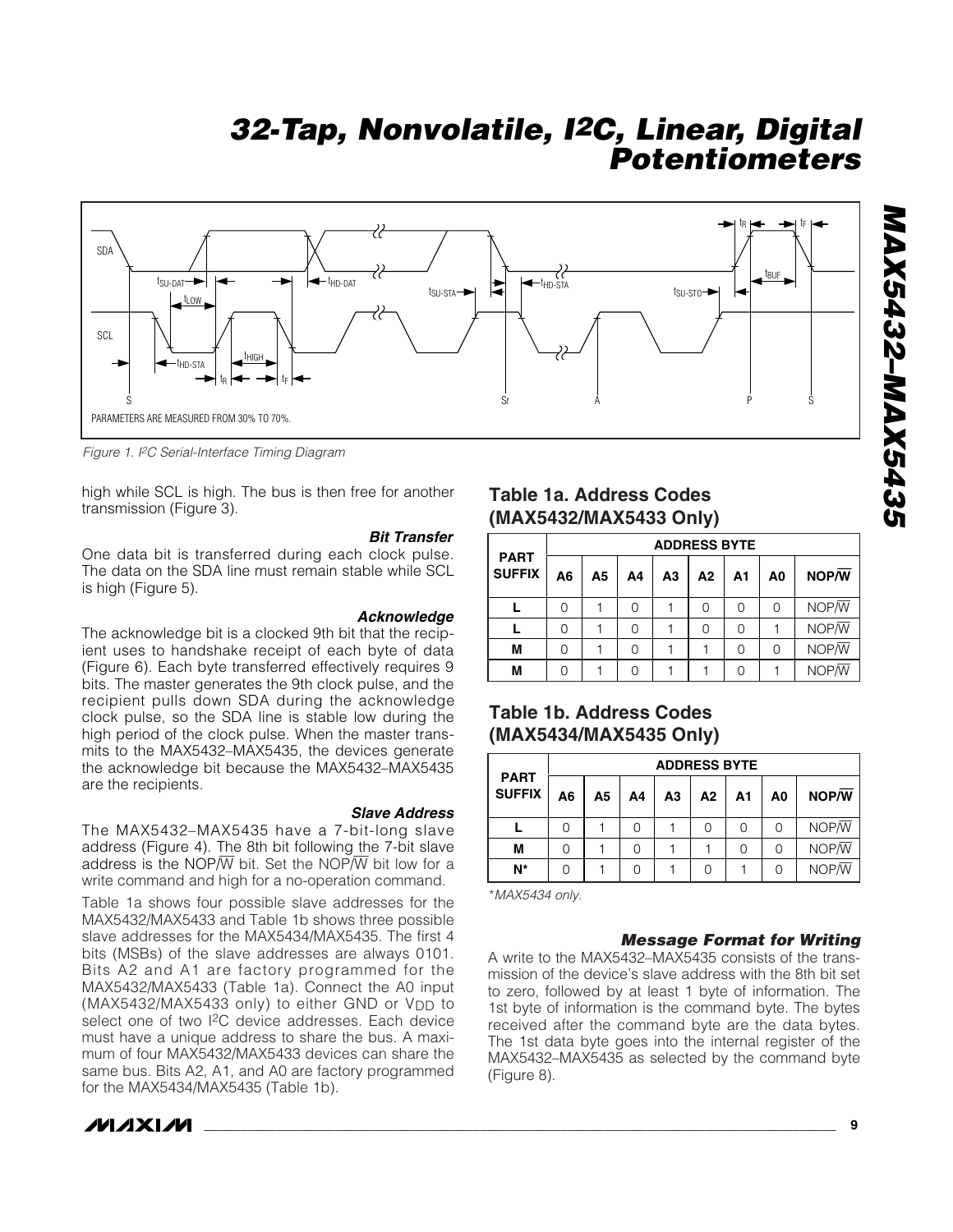Figure 1. $I^2C$ Serial-Interface Timing Diagram

high while SCL is high. The bus is then free for another transmission (Figure 3).

#### *Bit Transfer*

One data bit is transferred during each clock pulse. The data on the SDA line must remain stable while SCL is high (Figure 5).

#### *Acknowledge*

The acknowledge bit is a clocked 9th bit that the recipient uses to handshake receipt of each byte of data (Figure 6). Each byte transferred effectively requires 9 bits. The master generates the 9th clock pulse, and the recipient pulls down SDA during the acknowledge clock pulse, so the SDA line is stable low during the high period of the clock pulse. When the master transmits to the MAX5432–MAX5435, the devices generate the acknowledge bit because the MAX5432–MAX5435 are the recipients.

#### *Slave Address*

The MAX5432–MAX5435 have a 7-bit-long slave address (Figure 4). The 8th bit following the 7-bit slave address is the NOP/$\overline{W}$ bit. Set the NOP/$\overline{W}$ bit low for a write command and high for a no-operation command.

Table 1a shows four possible slave addresses for the MAX5432/MAX5433 and Table 1b shows three possible slave addresses for the MAX5434/MAX5435. The first 4 bits (MSBs) of the slave addresses are always 0101. Bits A2 and A1 are factory programmed for the MAX5432/MAX5433 (Table 1a). Connect the A0 input (MAX5432/MAX5433 only) to either GND or $V_{DD}$ to select one of two $I^2C$ device addresses. Each device must have a unique address to share the bus. A maximum of four MAX5432/MAX5433 devices can share the same bus. Bits A2, A1, and A0 are factory programmed for the MAX5434/MAX5435 (Table 1b).

### Table 1a. Address Codes (MAX5432/MAX5433 Only)

| PART SUFFIX | ADDRESS BYTE | | | | | | | |
|---|---|---|---|---|---|---|---|---|
| | A6 | A5 | A4 | A3 | A2 | A1 | A0 | NOP/$\overline{W}$ |
| L | 0 | 1 | 0 | 1 | 0 | 0 | 0 | NOP/$\overline{W}$ |
| L | 0 | 1 | 0 | 1 | 0 | 0 | 1 | NOP/$\overline{W}$ |
| M | 0 | 1 | 0 | 1 | 1 | 0 | 0 | NOP/$\overline{W}$ |
| M | 0 | 1 | 0 | 1 | 1 | 0 | 1 | NOP/$\overline{W}$ |

### Table 1b. Address Codes (MAX5434/MAX5435 Only)

| PART SUFFIX | ADDRESS BYTE | | | | | | | |
|---|---|---|---|---|---|---|---|---|
| | A6 | A5 | A4 | A3 | A2 | A1 | A0 | NOP/$\overline{W}$ |
| L | 0 | 1 | 0 | 1 | 0 | 0 | 0 | NOP/$\overline{W}$ |
| M | 0 | 1 | 0 | 1 | 1 | 0 | 0 | NOP/$\overline{W}$ |
| N* | 0 | 1 | 0 | 1 | 0 | 1 | 0 | NOP/$\overline{W}$ |

*MAX5434 only.

#### *Message Format for Writing*

A write to the MAX5432–MAX5435 consists of the transmission of the device's slave address with the 8th bit set to zero, followed by at least 1 byte of information. The 1st byte of information is the command byte. The bytes received after the command byte are the data bytes. The 1st data byte goes into the internal register of the MAX5432–MAX5435 as selected by the command byte (Figure 8).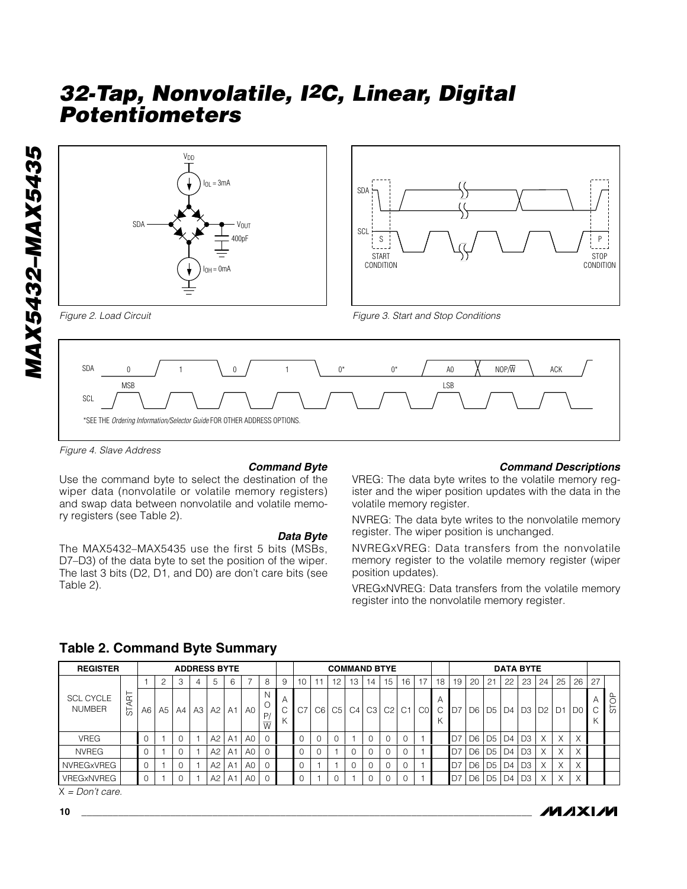Figure 2. Load Circuit

Figure 3. Start and Stop Conditions

*SEE THE *Ordering Information/Selector Guide* FOR OTHER ADDRESS OPTIONS.

Figure 4. Slave Address

### Command Byte

Use the command byte to select the destination of the wiper data (nonvolatile or volatile memory registers) and swap data between nonvolatile and volatile memory registers (see Table 2).

### Data Byte

The MAX5432–MAX5435 use the first 5 bits (MSBs, D7–D3) of the data byte to set the position of the wiper. The last 3 bits (D2, D1, and D0) are don't care bits (see Table 2).

### Command Descriptions

VREG: The data byte writes to the volatile memory register and the wiper position updates with the data in the volatile memory register.

NVREG: The data byte writes to the nonvolatile memory register. The wiper position is unchanged.

NVREGxVREG: Data transfers from the nonvolatile memory register to the volatile memory register (wiper position updates).

VREGxNVREG: Data transfers from the volatile memory register into the nonvolatile memory register.

## Table 2. Command Byte Summary

| REGISTER | | ADDRESS BYTE | | | | | | | | | COMMAND BTYE | | | | | | | | | DATA BYTE | | | | | | | | | |
|---|---|---|---|---|---|---|---|---|---|---|---|---|---|---|---|---|---|---|---|---|---|---|---|---|---|---|---|---|---|
| | | 1 | 2 | 3 | 4 | 5 | 6 | 7 | 8 | 9 | 10 | 11 | 12 | 13 | 14 | 15 | 16 | 17 | 18 | 19 | 20 | 21 | 22 | 23 | 24 | 25 | 26 | 27 | |
| SCL CYCLE NUMBER | START | A6 | A5 | A4 | A3 | A2 | A1 | A0 | NOP/$\overline{W}$ | ACK | C7 | C6 | C5 | C4 | C3 | C2 | C1 | C0 | ACK | D7 | D6 | D5 | D4 | D3 | D2 | D1 | D0 | ACK | STOP |
| VREG | | 0 | 1 | 0 | 1 | A2 | A1 | A0 | 0 | | 0 | 0 | 0 | 1 | 0 | 0 | 0 | 1 | | D7 | D6 | D5 | D4 | D3 | X | X | X | | |
| NVREG | | 0 | 1 | 0 | 1 | A2 | A1 | A0 | 0 | | 0 | 0 | 1 | 0 | 0 | 0 | 0 | 1 | | D7 | D6 | D5 | D4 | D3 | X | X | X | | |
| NVREGxVREG | | 0 | 1 | 0 | 1 | A2 | A1 | A0 | 0 | | 0 | 1 | 1 | 0 | 0 | 0 | 0 | 1 | | D7 | D6 | D5 | D4 | D3 | X | X | X | | |
| VREGxNVREG | | 0 | 1 | 0 | 1 | A2 | A1 | A0 | 0 | | 0 | 1 | 0 | 1 | 0 | 0 | 0 | 1 | | D7 | D6 | D5 | D4 | D3 | X | X | X | | |

X = Don't care.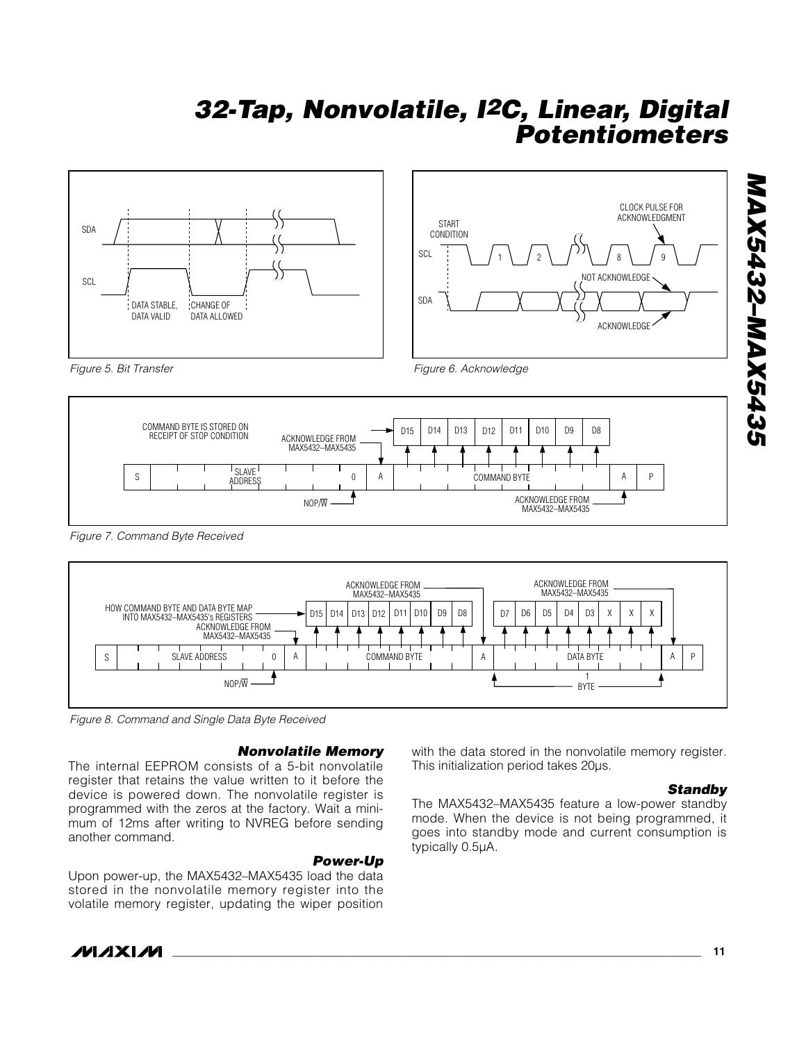Figure 5. Bit Transfer

Figure 6. Acknowledge

Figure 7. Command Byte Received

Figure 8. Command and Single Data Byte Received

### Nonvolatile Memory

The internal EEPROM consists of a 5-bit nonvolatile register that retains the value written to it before the device is powered down. The nonvolatile register is programmed with the zeros at the factory. Wait a minimum of 12ms after writing to NVREG before sending another command.

### Power-Up

Upon power-up, the MAX5432–MAX5435 load the data stored in the nonvolatile memory register into the volatile memory register, updating the wiper position with the data stored in the nonvolatile memory register. This initialization period takes 20µs.

### Standby

The MAX5432–MAX5435 feature a low-power standby mode. When the device is not being programmed, it goes into standby mode and current consumption is typically 0.5µA.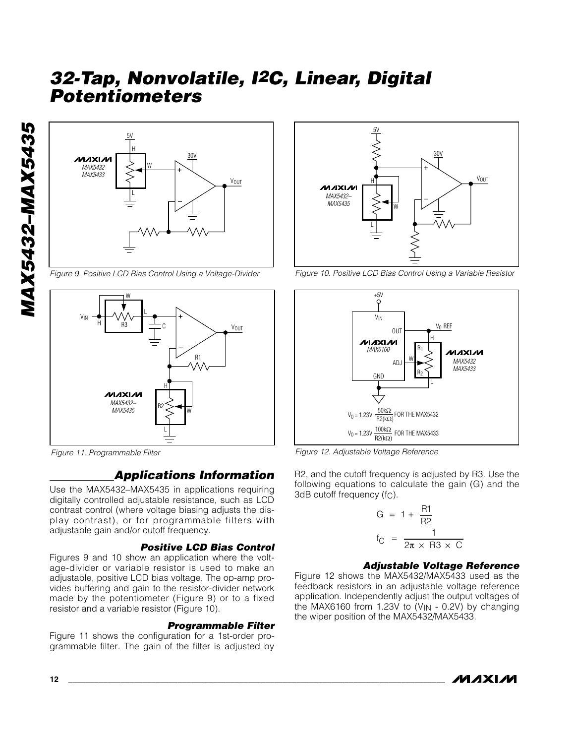Figure 9. Positive LCD Bias Control Using a Voltage-Divider

Figure 10. Positive LCD Bias Control Using a Variable Resistor

Figure 11. Programmable Filter

Figure 12. Adjustable Voltage Reference

## Applications Information

Use the MAX5432–MAX5435 in applications requiring digitally controlled adjustable resistance, such as LCD contrast control (where voltage biasing adjusts the display contrast), or for programmable filters with adjustable gain and/or cutoff frequency.

### Positive LCD Bias Control

Figures 9 and 10 show an application where the voltage-divider or variable resistor is used to make an adjustable, positive LCD bias voltage. The op-amp provides buffering and gain to the resistor-divider network made by the potentiometer (Figure 9) or to a fixed resistor and a variable resistor (Figure 10).

### Programmable Filter

Figure 11 shows the configuration for a 1st-order programmable filter. The gain of the filter is adjusted by R2, and the cutoff frequency is adjusted by R3. Use the following equations to calculate the gain (G) and the 3dB cutoff frequency ($f_C$).

$$G = 1 + \frac{R1}{R2}$$

$$f_C = \frac{1}{2\pi \times R3 \times C}$$

### Adjustable Voltage Reference

Figure 12 shows the MAX5432/MAX5433 used as the feedback resistors in an adjustable voltage reference application. Independently adjust the output voltages of the MAX6160 from 1.23V to ($V_{IN}$ - 0.2V) by changing the wiper position of the MAX5432/MAX5433.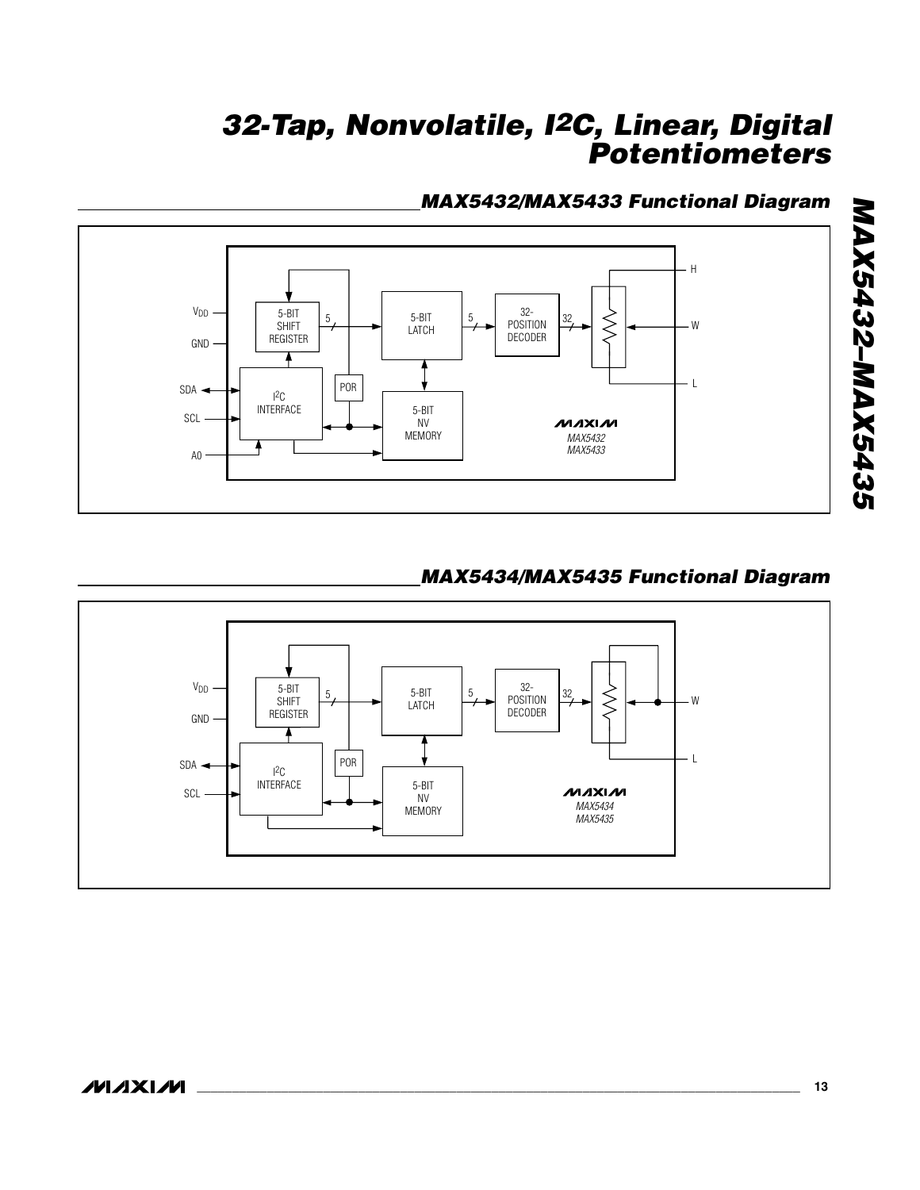## MAX5432/MAX5433 Functional Diagram

VDD
GND
SDA
SCL
A0

5-BIT SHIFT REGISTER
5
5-BIT LATCH
5
32-POSITION DECODER
32
H
W
L
I²C INTERFACE
POR
5-BIT NV MEMORY
MAXIM
MAX5432
MAX5433

## MAX5434/MAX5435 Functional Diagram

VDD
GND
SDA
SCL

5-BIT SHIFT REGISTER
5
5-BIT LATCH
5
32-POSITION DECODER
32
W
L
I²C INTERFACE
POR
5-BIT NV MEMORY
MAXIM
MAX5434
MAX5435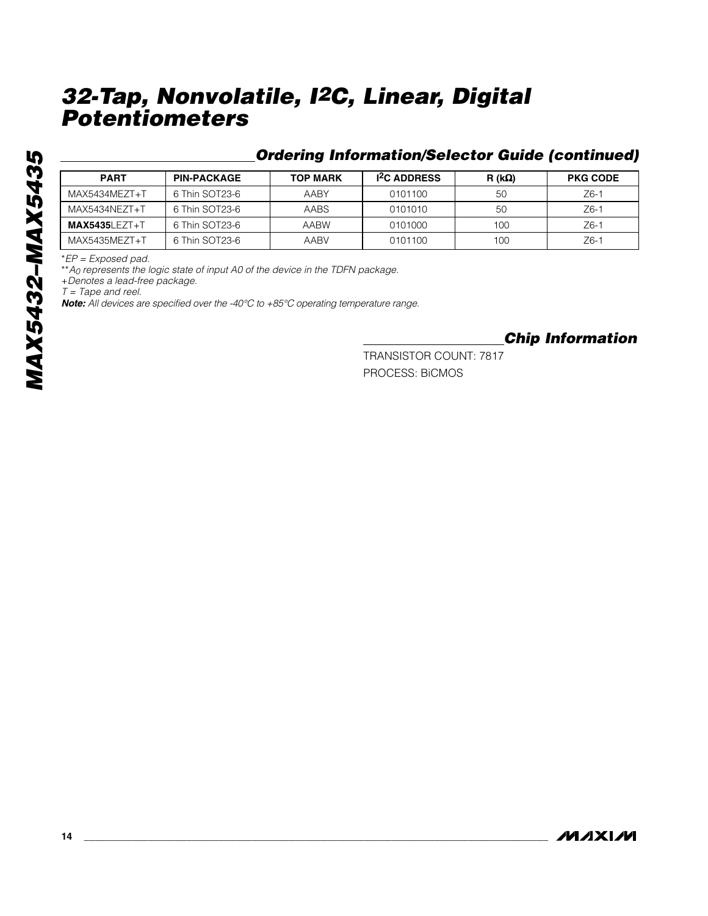## Ordering Information/Selector Guide (continued)

| PART | PIN-PACKAGE | TOP MARK | I²C ADDRESS | R (kΩ) | PKG CODE |
|---|---|---|---|---|---|
| MAX5434MEZT+T | 6 Thin SOT23-6 | AABY | 0101100 | 50 | Z6-1 |
| MAX5434NEZT+T | 6 Thin SOT23-6 | AABS | 0101010 | 50 | Z6-1 |
| **MAX5435**LEZT+T | 6 Thin SOT23-6 | AABW | 0101000 | 100 | Z6-1 |
| MAX5435MEZT+T | 6 Thin SOT23-6 | AABV | 0101100 | 100 | Z6-1 |

*\*EP = Exposed pad.*
*\*\*$A_0$ represents the logic state of input A0 of the device in the TDFN package.*
*+Denotes a lead-free package.*
*T = Tape and reel.*
***Note:** All devices are specified over the -40°C to +85°C operating temperature range.*

## Chip Information

TRANSISTOR COUNT: 7817
PROCESS: BiCMOS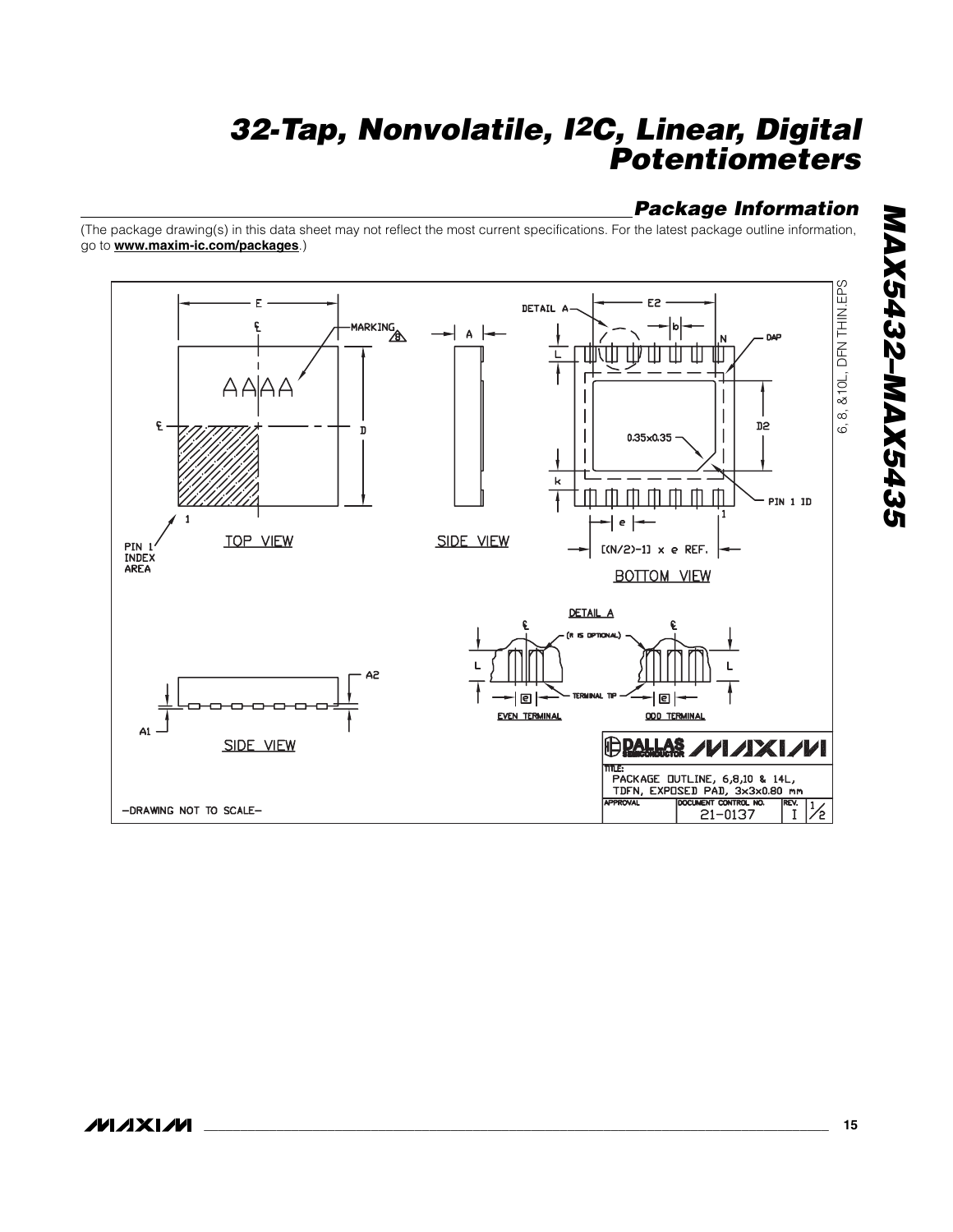## Package Information

(The package drawing(s) in this data sheet may not reflect the most current specifications. For the latest package outline information, go to **www.maxim-ic.com/packages**.)

6, 8, &10L, DFN THIN.EPS

TOP VIEW

SIDE VIEW

BOTTOM VIEW

DETAIL A

EVEN TERMINAL

ODD TERMINAL

SIDE VIEW

TITLE: PACKAGE OUTLINE, 6,8,10 & 14L, TDFN, EXPOSED PAD, 3x3x0.80 mm

DOCUMENT CONTROL NO. 21-0137 REV. I 1/2

-DRAWING NOT TO SCALE-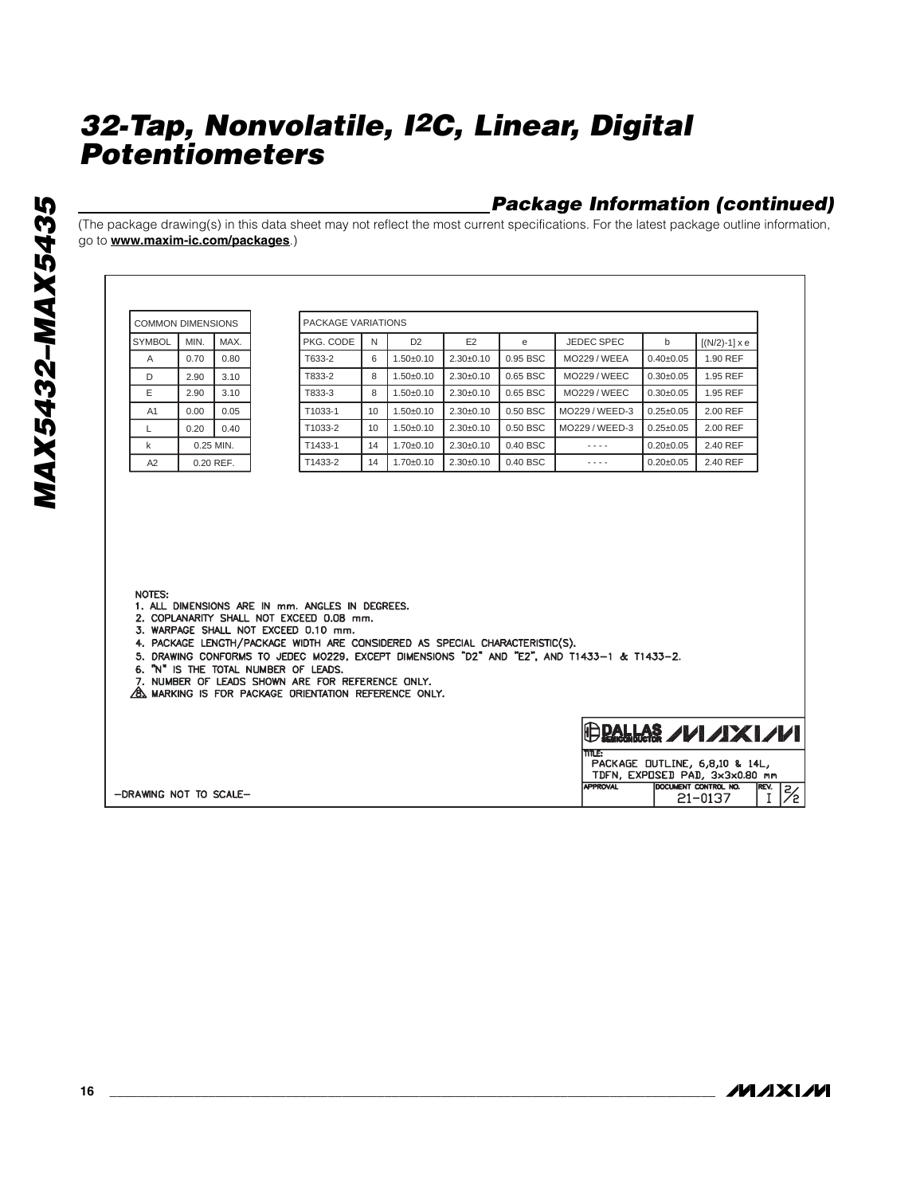## Package Information (continued)

(The package drawing(s) in this data sheet may not reflect the most current specifications. For the latest package outline information, go to **www.maxim-ic.com/packages**.)

| COMMON DIMENSIONS | | |
|---|---|---|
| SYMBOL | MIN. | MAX. |
| A | 0.70 | 0.80 |
| D | 2.90 | 3.10 |
| E | 2.90 | 3.10 |
| A1 | 0.00 | 0.05 |
| L | 0.20 | 0.40 |
| k | 0.25 MIN. | |
| A2 | 0.20 REF. | |

| PACKAGE VARIATIONS | | | | | | | |
|---|---|---|---|---|---|---|---|
| PKG. CODE | N | D2 | E2 | e | JEDEC SPEC | b | [(N/2)-1] x e |
| T633-2 | 6 | 1.50±0.10 | 2.30±0.10 | 0.95 BSC | MO229 / WEEA | 0.40±0.05 | 1.90 REF |
| T833-2 | 8 | 1.50±0.10 | 2.30±0.10 | 0.65 BSC | MO229 / WEEC | 0.30±0.05 | 1.95 REF |
| T833-3 | 8 | 1.50±0.10 | 2.30±0.10 | 0.65 BSC | MO229 / WEEC | 0.30±0.05 | 1.95 REF |
| T1033-1 | 10 | 1.50±0.10 | 2.30±0.10 | 0.50 BSC | MO229 / WEED-3 | 0.25±0.05 | 2.00 REF |
| T1033-2 | 10 | 1.50±0.10 | 2.30±0.10 | 0.50 BSC | MO229 / WEED-3 | 0.25±0.05 | 2.00 REF |
| T1433-1 | 14 | 1.70±0.10 | 2.30±0.10 | 0.40 BSC | - - - - | 0.20±0.05 | 2.40 REF |
| T1433-2 | 14 | 1.70±0.10 | 2.30±0.10 | 0.40 BSC | - - - - | 0.20±0.05 | 2.40 REF |

NOTES:
1. ALL DIMENSIONS ARE IN mm. ANGLES IN DEGREES.
2. COPLANARITY SHALL NOT EXCEED 0.08 mm.
3. WARPAGE SHALL NOT EXCEED 0.10 mm.
4. PACKAGE LENGTH/PACKAGE WIDTH ARE CONSIDERED AS SPECIAL CHARACTERISTIC(S).
5. DRAWING CONFORMS TO JEDEC MO229, EXCEPT DIMENSIONS "D2" AND "E2", AND T1433-1 & T1433-2.
6. "N" IS THE TOTAL NUMBER OF LEADS.
7. NUMBER OF LEADS SHOWN ARE FOR REFERENCE ONLY.
8. MARKING IS FOR PACKAGE ORIENTATION REFERENCE ONLY.

DALLAS SEMICONDUCTOR MAXIM

TITLE: PACKAGE OUTLINE, 6,8,10 & 14L, TDFN, EXPOSED PAD, 3x3x0.80 mm

APPROVAL | DOCUMENT CONTROL NO. 21-0137 | REV. I | 2/2

-DRAWING NOT TO SCALE-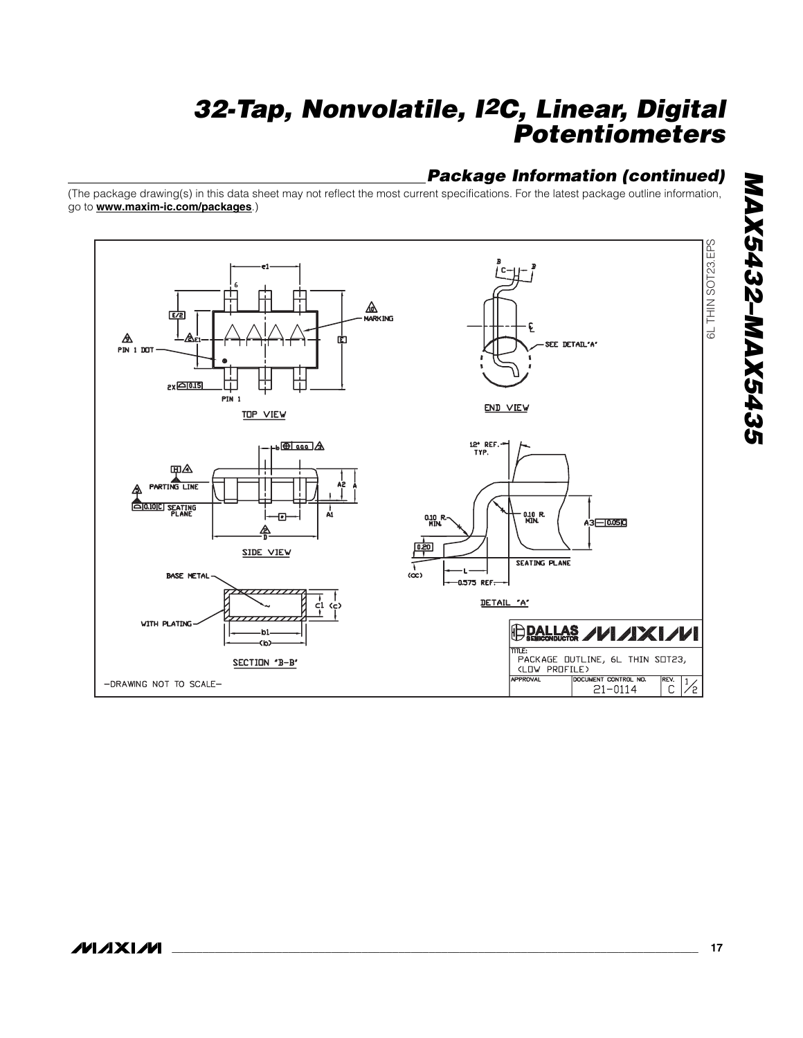## Package Information (continued)

(The package drawing(s) in this data sheet may not reflect the most current specifications. For the latest package outline information, go to **www.maxim-ic.com/packages**.)

6L THIN SOT23.EPS

TOP VIEW

END VIEW

SIDE VIEW

DETAIL "A"

SECTION "B-B"

BASE METAL

WITH PLATING

PIN 1 DOT

PIN 1

MARKING

PARTING LINE

SEATING PLANE

SEE DETAIL "A"

12° REF. TYP.

0.10 R. MIN.

0.575 REF.

—DRAWING NOT TO SCALE—

TITLE: PACKAGE OUTLINE, 6L THIN SOT23, (LOW PROFILE)

DOCUMENT CONTROL NO. 21-0114

REV. C

1/2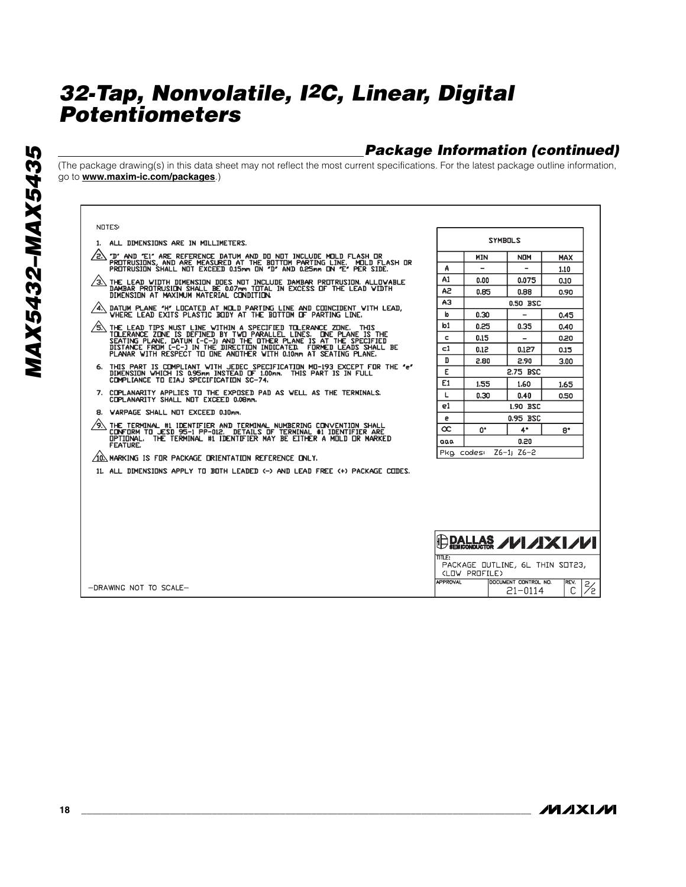## Package Information (continued)

(The package drawing(s) in this data sheet may not reflect the most current specifications. For the latest package outline information, go to **www.maxim-ic.com/packages**.)

NOTES:

1. ALL DIMENSIONS ARE IN MILLIMETERS.
2. "D" AND "E1" ARE REFERENCE DATUM AND DO NOT INCLUDE MOLD FLASH OR PROTRUSIONS, AND ARE MEASURED AT THE BOTTOM PARTING LINE. MOLD FLASH OR PROTRUSION SHALL NOT EXCEED 0.15mm ON "D" AND 0.25mm ON "E" PER SIDE.
3. THE LEAD WIDTH DIMENSION DOES NOT INCLUDE DAMBAR PROTRUSION. ALLOWABLE DAMBAR PROTRUSION SHALL BE 0.07mm TOTAL IN EXCESS OF THE LEAD WIDTH DIMENSION AT MAXIMUM MATERIAL CONDITION.
4. DATUM PLANE "H" LOCATED AT MOLD PARTING LINE AND COINCIDENT WITH LEAD, WHERE LEAD EXITS PLASTIC BODY AT THE BOTTOM OF PARTING LINE.
5. THE LEAD TIPS MUST LINE WITHIN A SPECIFIED TOLERANCE ZONE. THIS TOLERANCE ZONE IS DEFINED BY TWO PARALLEL LINES. ONE PLANE IS THE SEATING PLANE, DATUM [-C-]; AND THE OTHER PLANE IS AT THE SPECIFIED DISTANCE FROM [-C-] IN THE DIRECTION INDICATED. FORMED LEADS SHALL BE PLANAR WITH RESPECT TO ONE ANOTHER WITH 0.10mm AT SEATING PLANE.
6. THIS PART IS COMPLIANT WITH JEDEC SPECIFICATION MO-193 EXCEPT FOR THE "e" DIMENSION WHICH IS 0.95mm INSTEAD OF 1.00mm. THIS PART IS IN FULL COMPLIANCE TO EIAJ SPECIFICATION SC-74.
7. COPLANARITY APPLIES TO THE EXPOSED PAD AS WELL AS THE TERMINALS. COPLANARITY SHALL NOT EXCEED 0.08mm.
8. WARPAGE SHALL NOT EXCEED 0.10mm.
9. THE TERMINAL #1 IDENTIFIER AND TERMINAL NUMBERING CONVENTION SHALL CONFORM TO JESD 95-1 PP-012. DETAILS OF TERMINAL #1 IDENTIFIER ARE OPTIONAL. THE TERMINAL #1 IDENTIFIER MAY BE EITHER A MOLD OR MARKED FEATURE.
10. MARKING IS FOR PACKAGE ORIENTATION REFERENCE ONLY.
11. ALL DIMENSIONS APPLY TO BOTH LEADED (-) AND LEAD FREE (+) PACKAGE CODES.

| SYMBOLS | MIN | NOM | MAX |
|---|---|---|---|
| A | - | - | 1.10 |
| A1 | 0.00 | 0.075 | 0.10 |
| A2 | 0.85 | 0.88 | 0.90 |
| A3 | | 0.50 BSC | |
| b | 0.30 | - | 0.45 |
| b1 | 0.25 | 0.35 | 0.40 |
| c | 0.15 | - | 0.20 |
| c1 | 0.12 | 0.127 | 0.15 |
| D | 2.80 | 2.90 | 3.00 |
| E | | 2.75 BSC | |
| E1 | 1.55 | 1.60 | 1.65 |
| L | 0.30 | 0.40 | 0.50 |
| e1 | | 1.90 BSC | |
| e | | 0.95 BSC | |
| α | 0° | 4° | 8° |
| aaa | | 0.20 | |
| Pkg. codes: Z6-1; Z6-2 | | | |

DALLAS SEMICONDUCTOR MAXIM

TITLE: PACKAGE OUTLINE, 6L THIN SOT23, (LOW PROFILE)

APPROVAL | DOCUMENT CONTROL NO. 21-0114 | REV. C | 2/2

-DRAWING NOT TO SCALE-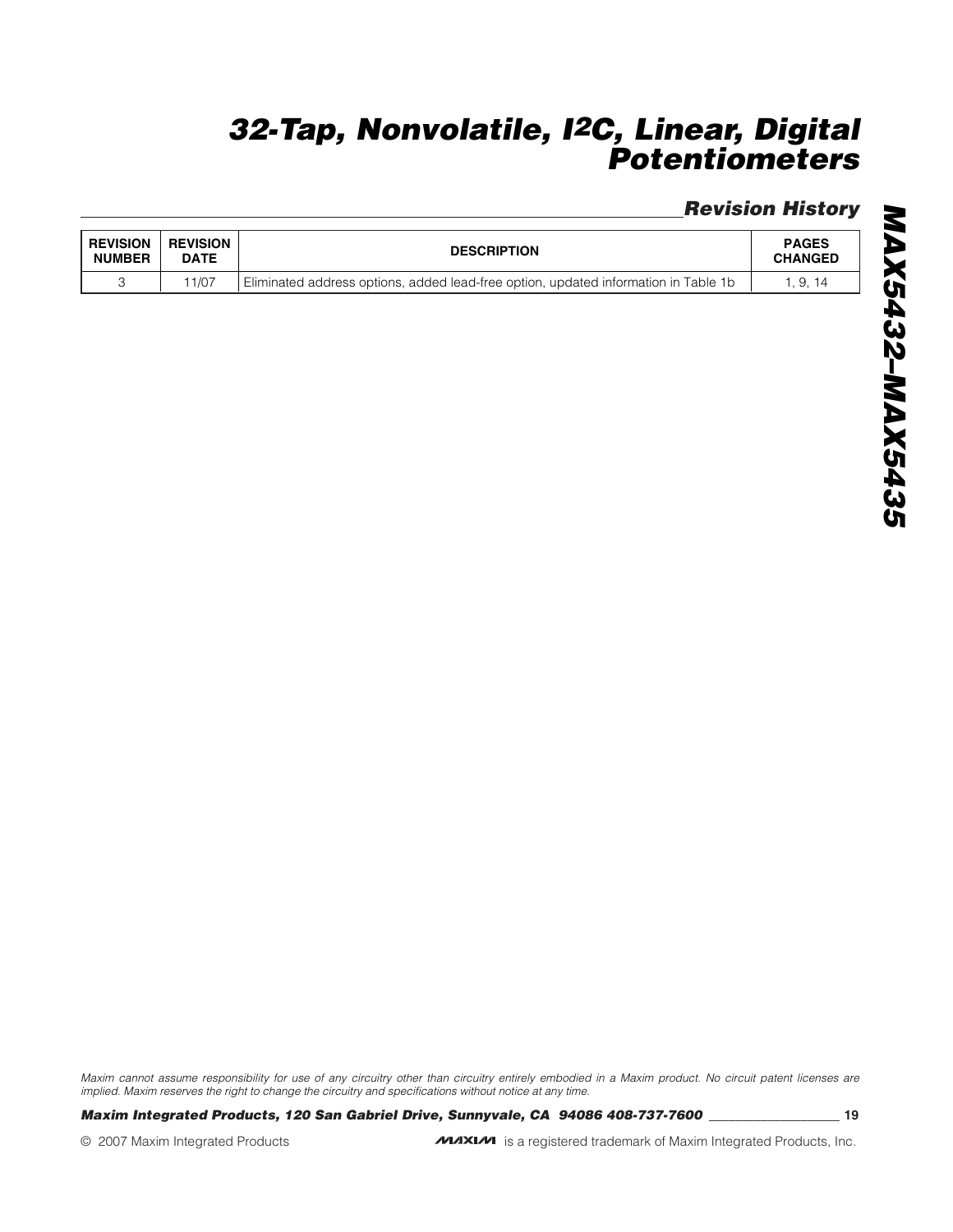## Revision History

| REVISION NUMBER | REVISION DATE | DESCRIPTION | PAGES CHANGED |
|---|---|---|---|
| 3 | 11/07 | Eliminated address options, added lead-free option, updated information in Table 1b | 1, 9, 14 |

*Maxim cannot assume responsibility for use of any circuitry other than circuitry entirely embodied in a Maxim product. No circuit patent licenses are implied. Maxim reserves the right to change the circuitry and specifications without notice at any time.*

***Maxim Integrated Products, 120 San Gabriel Drive, Sunnyvale, CA 94086 408-737-7600***

© 2007 Maxim Integrated Products

MAXIM is a registered trademark of Maxim Integrated Products, Inc.